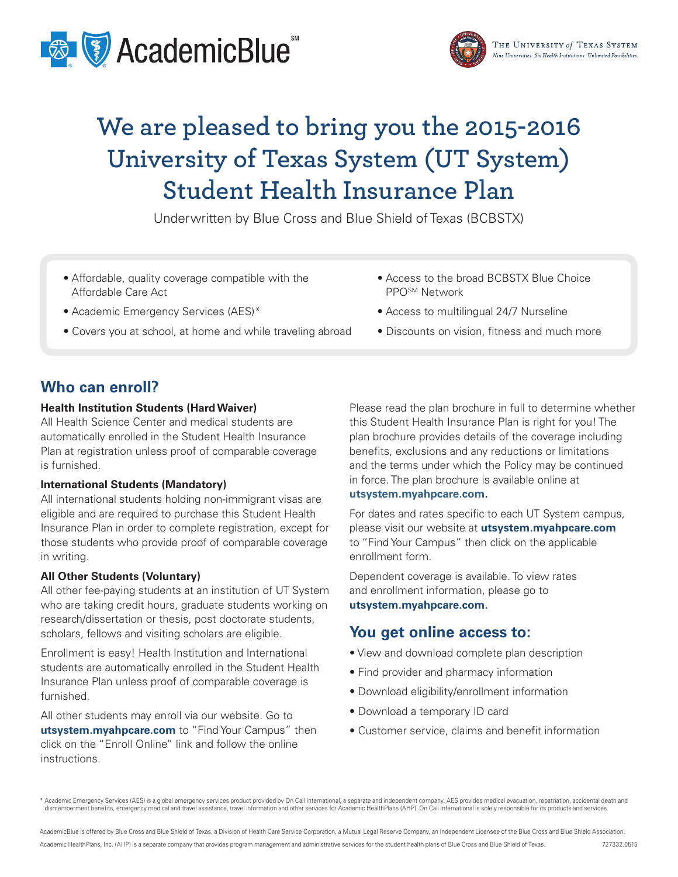AcademicBlue℠

The University *of* Texas System
*Nine Universities. Six Health Institutions. Unlimited Possibilities.*

# We are pleased to bring you the 2015-2016 University of Texas System (UT System) Student Health Insurance Plan

Underwritten by Blue Cross and Blue Shield of Texas (BCBSTX)

- Affordable, quality coverage compatible with the Affordable Care Act
- Academic Emergency Services (AES)*
- Covers you at school, at home and while traveling abroad
- Access to the broad BCBSTX Blue Choice PPO℠ Network
- Access to multilingual 24/7 Nurseline
- Discounts on vision, fitness and much more

## Who can enroll?

**Health Institution Students (Hard Waiver)**
All Health Science Center and medical students are automatically enrolled in the Student Health Insurance Plan at registration unless proof of comparable coverage is furnished.

**International Students (Mandatory)**
All international students holding non-immigrant visas are eligible and are required to purchase this Student Health Insurance Plan in order to complete registration, except for those students who provide proof of comparable coverage in writing.

**All Other Students (Voluntary)**
All other fee-paying students at an institution of UT System who are taking credit hours, graduate students working on research/dissertation or thesis, post doctorate students, scholars, fellows and visiting scholars are eligible.

Enrollment is easy! Health Institution and International students are automatically enrolled in the Student Health Insurance Plan unless proof of comparable coverage is furnished.

All other students may enroll via our website. Go to **utsystem.myahpcare.com** to "Find Your Campus" then click on the "Enroll Online" link and follow the online instructions.

Please read the plan brochure in full to determine whether this Student Health Insurance Plan is right for you! The plan brochure provides details of the coverage including benefits, exclusions and any reductions or limitations and the terms under which the Policy may be continued in force. The plan brochure is available online at **utsystem.myahpcare.com.**

For dates and rates specific to each UT System campus, please visit our website at **utsystem.myahpcare.com** to "Find Your Campus" then click on the applicable enrollment form.

Dependent coverage is available. To view rates and enrollment information, please go to **utsystem.myahpcare.com.**

## You get online access to:

- View and download complete plan description
- Find provider and pharmacy information
- Download eligibility/enrollment information
- Download a temporary ID card
- Customer service, claims and benefit information

\* Academic Emergency Services (AES) is a global emergency services product provided by On Call International, a separate and independent company. AES provides medical evacuation, repatriation, accidental death and dismemberment benefits, emergency medical and travel assistance, travel information and other services for Academic HealthPlans (AHP). On Call International is solely responsible for its products and services.

AcademicBlue is offered by Blue Cross and Blue Shield of Texas, a Division of Health Care Service Corporation, a Mutual Legal Reserve Company, an Independent Licensee of the Blue Cross and Blue Shield Association.

Academic HealthPlans, Inc. (AHP) is a separate company that provides program management and administrative services for the student health plans of Blue Cross and Blue Shield of Texas. 727332.0515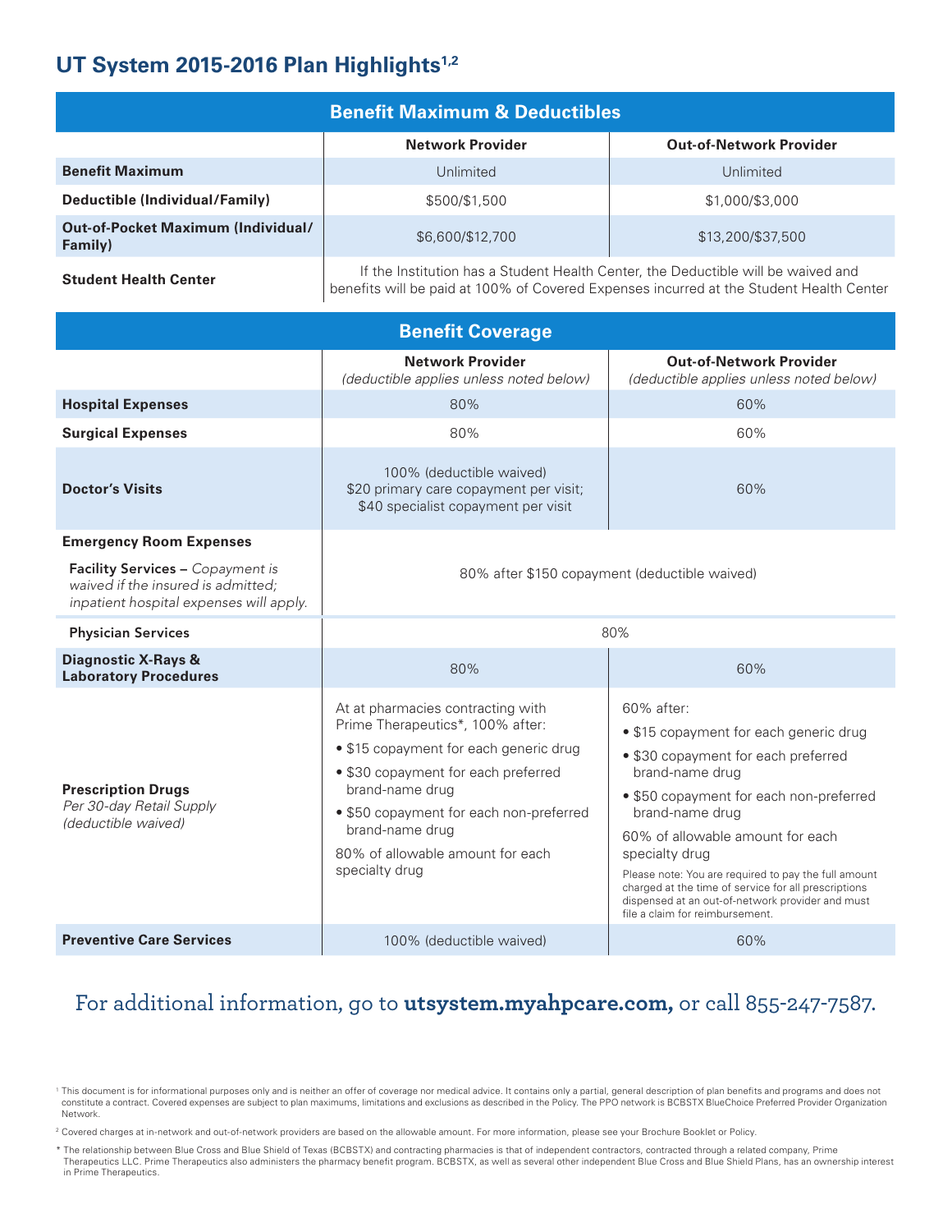## UT System 2015-2016 Plan Highlights[1,2]

| Benefit Maximum & Deductibles | | |
|---|---|---|
| | **Network Provider** | **Out-of-Network Provider** |
| **Benefit Maximum** | Unlimited | Unlimited |
| **Deductible (Individual/Family)** | $500/$1,500 | $1,000/$3,000 |
| **Out-of-Pocket Maximum (Individual/ Family)** | $6,600/$12,700 | $13,200/$37,500 |
| **Student Health Center** | If the Institution has a Student Health Center, the Deductible will be waived and benefits will be paid at 100% of Covered Expenses incurred at the Student Health Center | |

| Benefit Coverage | | |
|---|---|---|
| | **Network Provider** *(deductible applies unless noted below)* | **Out-of-Network Provider** *(deductible applies unless noted below)* |
| **Hospital Expenses** | 80% | 60% |
| **Surgical Expenses** | 80% | 60% |
| **Doctor's Visits** | 100% (deductible waived) $20 primary care copayment per visit; $40 specialist copayment per visit | 60% |
| **Emergency Room Expenses** **Facility Services –** *Copayment is waived if the insured is admitted; inpatient hospital expenses will apply.* | 80% after $150 copayment (deductible waived) | |
| **Physician Services** | 80% | |
| **Diagnostic X-Rays & Laboratory Procedures** | 80% | 60% |
| **Prescription Drugs** *Per 30-day Retail Supply (deductible waived)* | At at pharmacies contracting with Prime Therapeutics*, 100% after: • $15 copayment for each generic drug • $30 copayment for each preferred brand-name drug • $50 copayment for each non-preferred brand-name drug 80% of allowable amount for each specialty drug | 60% after: • $15 copayment for each generic drug • $30 copayment for each preferred brand-name drug • $50 copayment for each non-preferred brand-name drug 60% of allowable amount for each specialty drug Please note: You are required to pay the full amount charged at the time of service for all prescriptions dispensed at an out-of-network provider and must file a claim for reimbursement. |
| **Preventive Care Services** | 100% (deductible waived) | 60% |

For additional information, go to **utsystem.myahpcare.com,** or call 855-247-7587.

[1] This document is for informational purposes only and is neither an offer of coverage nor medical advice. It contains only a partial, general description of plan benefits and programs and does not constitute a contract. Covered expenses are subject to plan maximums, limitations and exclusions as described in the Policy. The PPO network is BCBSTX BlueChoice Preferred Provider Organization Network.

[2] Covered charges at in-network and out-of-network providers are based on the allowable amount. For more information, please see your Brochure Booklet or Policy.

* The relationship between Blue Cross and Blue Shield of Texas (BCBSTX) and contracting pharmacies is that of independent contractors, contracted through a related company, Prime Therapeutics LLC. Prime Therapeutics also administers the pharmacy benefit program. BCBSTX, as well as several other independent Blue Cross and Blue Shield Plans, has an ownership interest in Prime Therapeutics.